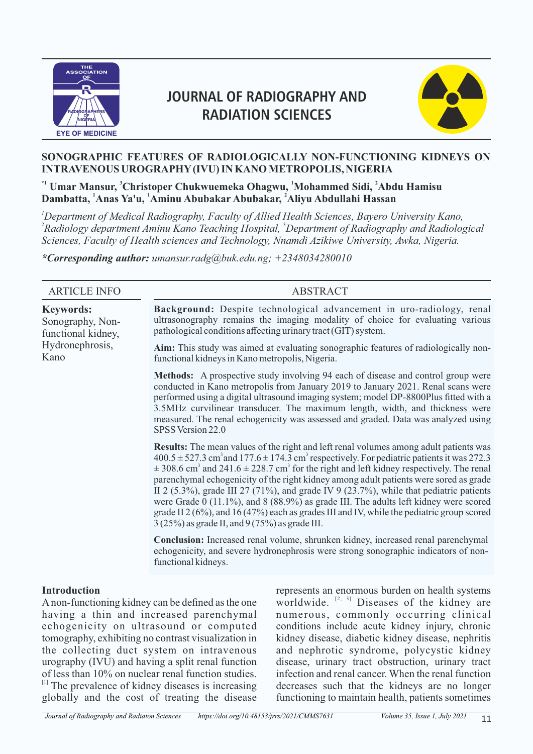# JOURNAL OF RADIOGRAPHY AND RADIATION SCIENCES

## SONOGRAPHIC FEATURES OF RADIOLOGICALLY NON-FUNCTIONING KIDNEYS ON INTRAVENOUS UROGRAPHY (IVU) IN KANO METROPOLIS, NIGERIA

**[*1] Umar Mansur, [3]Christoper Chukwuemeka Ohagwu, [1]Mohammed Sidi, [2]Abdu Hamisu Dambatta, [1]Anas Ya'u, [1]Aminu Abubakar Abubakar, [2]Aliyu Abdullahi Hassan**

*[1]Department of Medical Radiography, Faculty of Allied Health Sciences, Bayero University Kano, [2]Radiology department Aminu Kano Teaching Hospital, [3]Department of Radiography and Radiological Sciences, Faculty of Health sciences and Technology, Nnamdi Azikiwe University, Awka, Nigeria.*

***Corresponding author:** *umansur.radg@buk.edu.ng; +2348034280010*

### ARTICLE INFO

**Keywords:**
Sonography, Non-functional kidney, Hydronephrosis, Kano

### ABSTRACT

**Background:** Despite technological advancement in uro-radiology, renal ultrasonography remains the imaging modality of choice for evaluating various pathological conditions affecting urinary tract (GIT) system.

**Aim:** This study was aimed at evaluating sonographic features of radiologically non-functional kidneys in Kano metropolis, Nigeria.

**Methods:** A prospective study involving 94 each of disease and control group were conducted in Kano metropolis from January 2019 to January 2021. Renal scans were performed using a digital ultrasound imaging system; model DP-8800Plus fitted with a 3.5MHz curvilinear transducer. The maximum length, width, and thickness were measured. The renal echogenicity was assessed and graded. Data was analyzed using SPSS Version 22.0

**Results:** The mean values of the right and left renal volumes among adult patients was $400.5 \pm 527.3$ cm$^3$ and $177.6 \pm 174.3$ cm$^3$ respectively. For pediatric patients it was $272.3 \pm 308.6$ cm$^3$ and $241.6 \pm 228.7$ cm$^3$ for the right and left kidney respectively. The renal parenchymal echogenicity of the right kidney among adult patients were sored as grade II 2 (5.3%), grade III 27 (71%), and grade IV 9 (23.7%), while that pediatric patients were Grade 0 (11.1%), and 8 (88.9%) as grade III. The adults left kidney were scored grade II 2 (6%), and 16 (47%) each as grades III and IV, while the pediatric group scored 3 (25%) as grade II, and 9 (75%) as grade III.

**Conclusion:** Increased renal volume, shrunken kidney, increased renal parenchymal echogenicity, and severe hydronephrosis were strong sonographic indicators of non-functional kidneys.

## Introduction

A non-functioning kidney can be defined as the one having a thin and increased parenchymal echogenicity on ultrasound or computed tomography, exhibiting no contrast visualization in the collecting duct system on intravenous urography (IVU) and having a split renal function of less than 10% on nuclear renal function studies. [1] The prevalence of kidney diseases is increasing globally and the cost of treating the disease represents an enormous burden on health systems worldwide. [2, 3] Diseases of the kidney are numerous, commonly occurring clinical conditions include acute kidney injury, chronic kidney disease, diabetic kidney disease, nephritis and nephrotic syndrome, polycystic kidney disease, urinary tract obstruction, urinary tract infection and renal cancer. When the renal function decreases such that the kidneys are no longer functioning to maintain health, patients sometimes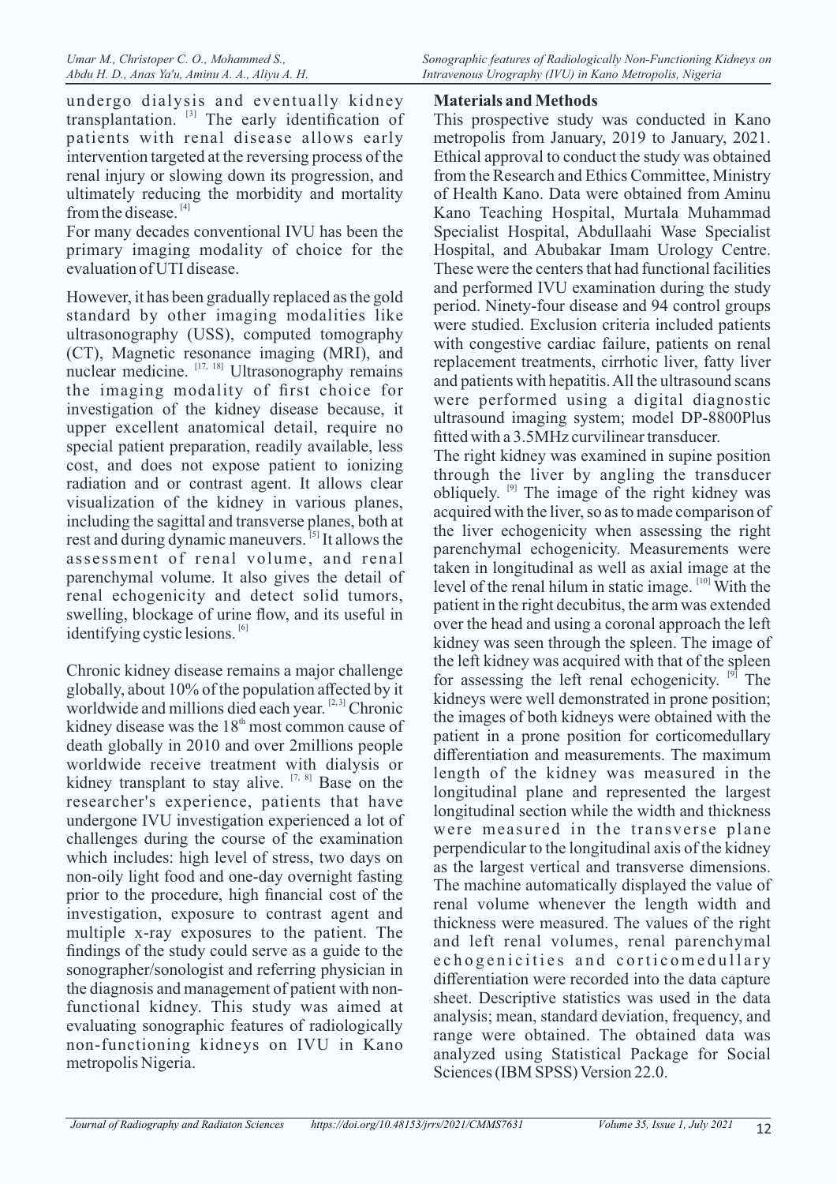undergo dialysis and eventually kidney transplantation. [3] The early identification of patients with renal disease allows early intervention targeted at the reversing process of the renal injury or slowing down its progression, and ultimately reducing the morbidity and mortality from the disease. [4]

For many decades conventional IVU has been the primary imaging modality of choice for the evaluation of UTI disease.

However, it has been gradually replaced as the gold standard by other imaging modalities like ultrasonography (USS), computed tomography (CT), Magnetic resonance imaging (MRI), and nuclear medicine. [17, 18] Ultrasonography remains the imaging modality of first choice for investigation of the kidney disease because, it upper excellent anatomical detail, require no special patient preparation, readily available, less cost, and does not expose patient to ionizing radiation and or contrast agent. It allows clear visualization of the kidney in various planes, including the sagittal and transverse planes, both at rest and during dynamic maneuvers. [5] It allows the assessment of renal volume, and renal parenchymal volume. It also gives the detail of renal echogenicity and detect solid tumors, swelling, blockage of urine flow, and its useful in identifying cystic lesions. [6]

Chronic kidney disease remains a major challenge globally, about 10% of the population affected by it worldwide and millions died each year. [2, 3] Chronic kidney disease was the 18th most common cause of death globally in 2010 and over 2millions people worldwide receive treatment with dialysis or kidney transplant to stay alive. [7, 8] Base on the researcher's experience, patients that have undergone IVU investigation experienced a lot of challenges during the course of the examination which includes: high level of stress, two days on non-oily light food and one-day overnight fasting prior to the procedure, high financial cost of the investigation, exposure to contrast agent and multiple x-ray exposures to the patient. The findings of the study could serve as a guide to the sonographer/sonologist and referring physician in the diagnosis and management of patient with non-functional kidney. This study was aimed at evaluating sonographic features of radiologically non-functioning kidneys on IVU in Kano metropolis Nigeria.

## Materials and Methods

This prospective study was conducted in Kano metropolis from January, 2019 to January, 2021. Ethical approval to conduct the study was obtained from the Research and Ethics Committee, Ministry of Health Kano. Data were obtained from Aminu Kano Teaching Hospital, Murtala Muhammad Specialist Hospital, Abdullaahi Wase Specialist Hospital, and Abubakar Imam Urology Centre. These were the centers that had functional facilities and performed IVU examination during the study period. Ninety-four disease and 94 control groups were studied. Exclusion criteria included patients with congestive cardiac failure, patients on renal replacement treatments, cirrhotic liver, fatty liver and patients with hepatitis. All the ultrasound scans were performed using a digital diagnostic ultrasound imaging system; model DP-8800Plus fitted with a 3.5MHz curvilinear transducer.

The right kidney was examined in supine position through the liver by angling the transducer obliquely. [9] The image of the right kidney was acquired with the liver, so as to made comparison of the liver echogenicity when assessing the right parenchymal echogenicity. Measurements were taken in longitudinal as well as axial image at the level of the renal hilum in static image. [10] With the patient in the right decubitus, the arm was extended over the head and using a coronal approach the left kidney was seen through the spleen. The image of the left kidney was acquired with that of the spleen for assessing the left renal echogenicity. [9] The kidneys were well demonstrated in prone position; the images of both kidneys were obtained with the patient in a prone position for corticomedullary differentiation and measurements. The maximum length of the kidney was measured in the longitudinal plane and represented the largest longitudinal section while the width and thickness were measured in the transverse plane perpendicular to the longitudinal axis of the kidney as the largest vertical and transverse dimensions. The machine automatically displayed the value of renal volume whenever the length width and thickness were measured. The values of the right and left renal volumes, renal parenchymal echogenicities and corticomedullary differentiation were recorded into the data capture sheet. Descriptive statistics was used in the data analysis; mean, standard deviation, frequency, and range were obtained. The obtained data was analyzed using Statistical Package for Social Sciences (IBM SPSS) Version 22.0.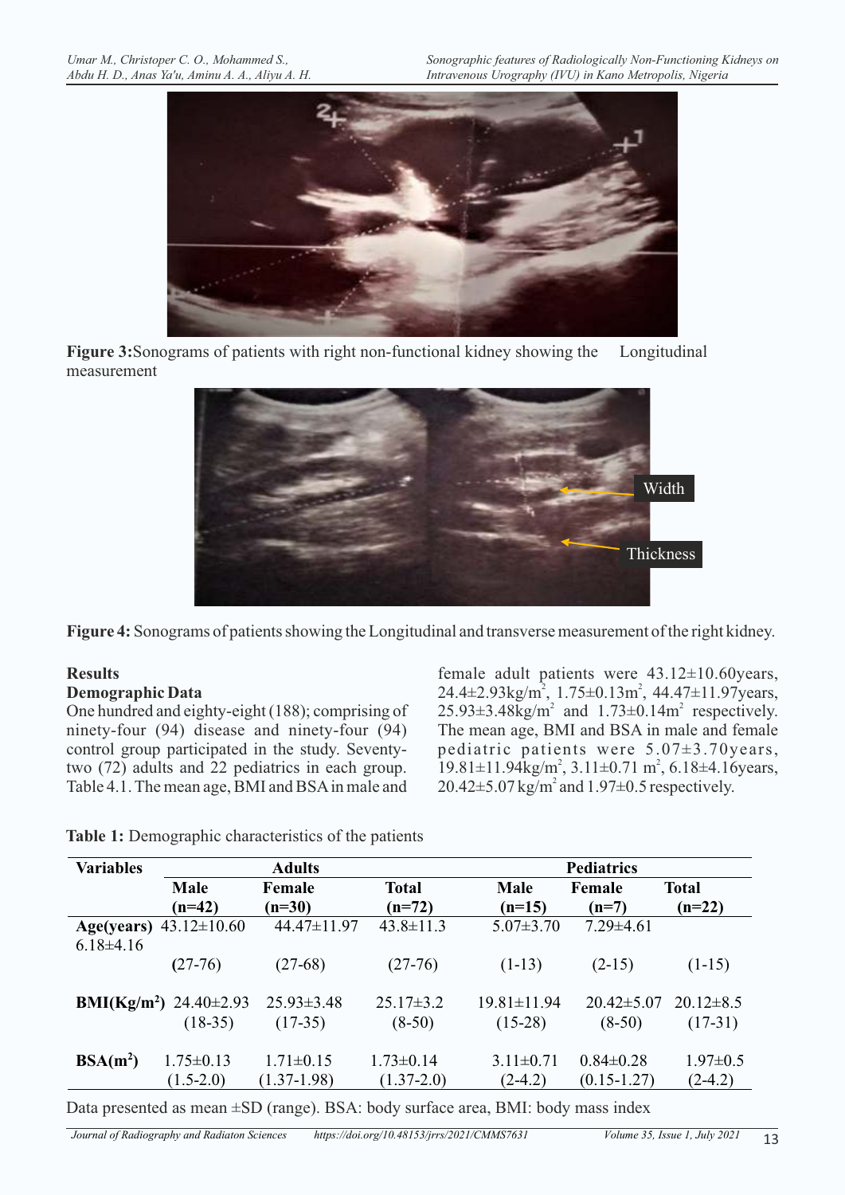**Figure 3:** Sonograms of patients with right non-functional kidney showing the Longitudinal measurement

**Figure 4:** Sonograms of patients showing the Longitudinal and transverse measurement of the right kidney.

## Results

### Demographic Data

One hundred and eighty-eight (188); comprising of ninety-four (94) disease and ninety-four (94) control group participated in the study. Seventy-two (72) adults and 22 pediatrics in each group. Table 4.1. The mean age, BMI and BSA in male and female adult patients were 43.12±10.60years, 24.4±2.93kg/m$^2$, 1.75±0.13m$^2$, 44.47±11.97years, 25.93±3.48kg/m$^2$ and 1.73±0.14m$^2$ respectively. The mean age, BMI and BSA in male and female pediatric patients were 5.07±3.70years, 19.81±11.94kg/m$^2$, 3.11±0.71 m$^2$, 6.18±4.16years, 20.42±5.07 kg/m$^2$ and 1.97±0.5 respectively.

**Table 1:** Demographic characteristics of the patients

| Variables | Adults | | | Pediatrics | | |
|---|---|---|---|---|---|---|
| | **Male (n=42)** | **Female (n=30)** | **Total (n=72)** | **Male (n=15)** | **Female (n=7)** | **Total (n=22)** |
| **Age(years)** | 43.12±10.60 | 44.47±11.97 | 43.8±11.3 | 5.07±3.70 | 7.29±4.61 | 6.18±4.16 |
| | (27-76) | (27-68) | (27-76) | (1-13) | (2-15) | (1-15) |
| **BMI(Kg/m$^2$)** | 24.40±2.93 | 25.93±3.48 | 25.17±3.2 | 19.81±11.94 | 20.42±5.07 | 20.12±8.5 |
| | (18-35) | (17-35) | (8-50) | (15-28) | (8-50) | (17-31) |
| **BSA(m$^2$)** | 1.75±0.13 | 1.71±0.15 | 1.73±0.14 | 3.11±0.71 | 0.84±0.28 | 1.97±0.5 |
| | (1.5-2.0) | (1.37-1.98) | (1.37-2.0) | (2-4.2) | (0.15-1.27) | (2-4.2) |

Data presented as mean ±SD (range). BSA: body surface area, BMI: body mass index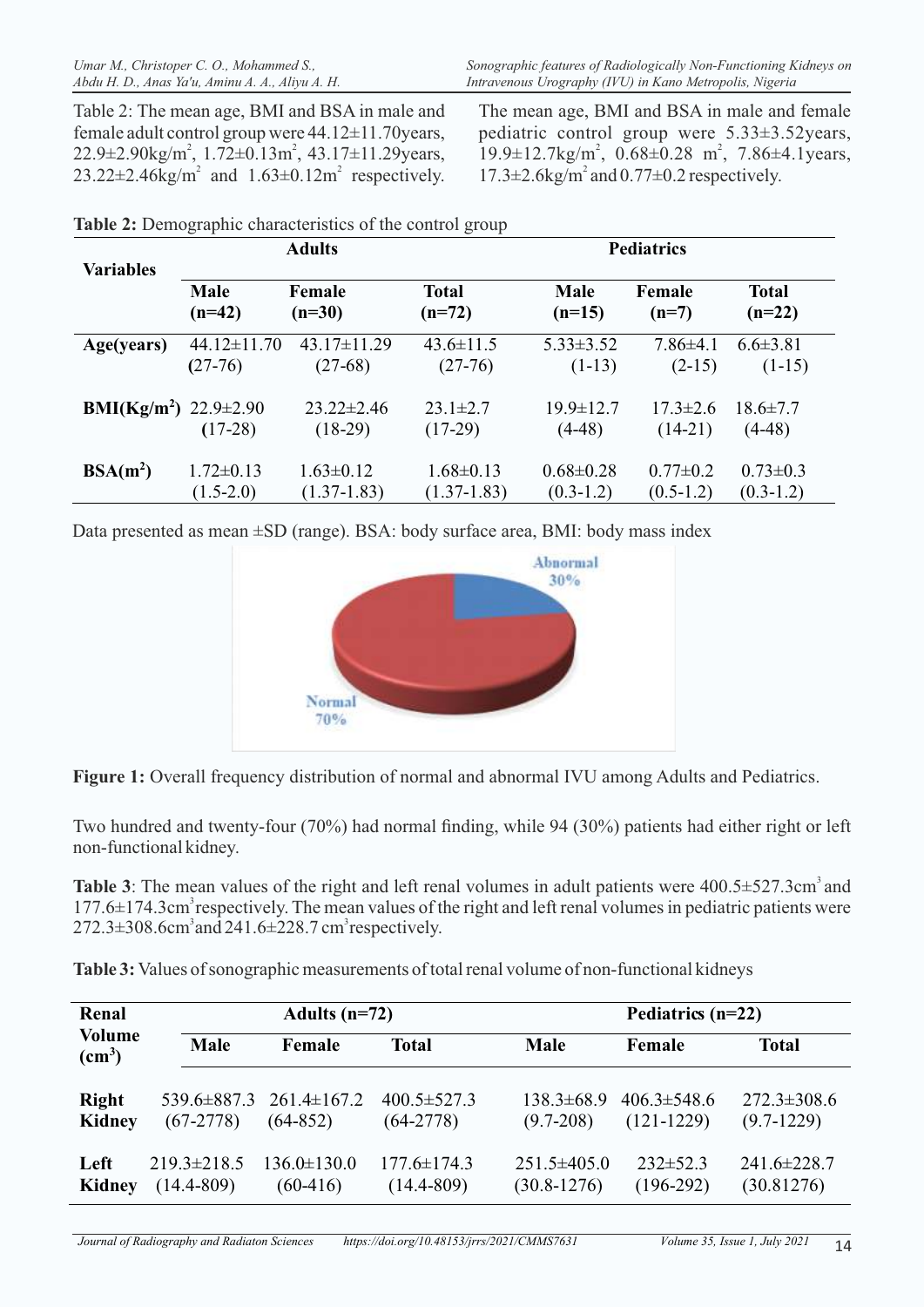Table 2: The mean age, BMI and BSA in male and female adult control group were 44.12±11.70years, 22.9±2.90kg/m$^2$, 1.72±0.13m$^2$, 43.17±11.29years, 23.22±2.46kg/m$^2$ and 1.63±0.12m$^2$ respectively. The mean age, BMI and BSA in male and female pediatric control group were 5.33±3.52years, 19.9±12.7kg/m$^2$, 0.68±0.28 m$^2$, 7.86±4.1years, 17.3±2.6kg/m$^2$ and 0.77±0.2 respectively.

**Table 2:** Demographic characteristics of the control group

| Variables | Adults | | | Pediatrics | | |
|---|---|---|---|---|---|---|
| | Male (n=42) | Female (n=30) | Total (n=72) | Male (n=15) | Female (n=7) | Total (n=22) |
| **Age(years)** | 44.12±11.70 (27-76) | 43.17±11.29 (27-68) | 43.6±11.5 (27-76) | 5.33±3.52 (1-13) | 7.86±4.1 (2-15) | 6.6±3.81 (1-15) |
| **BMI(Kg/m$^2$)** | 22.9±2.90 (17-28) | 23.22±2.46 (18-29) | 23.1±2.7 (17-29) | 19.9±12.7 (4-48) | 17.3±2.6 (14-21) | 18.6±7.7 (4-48) |
| **BSA(m$^2$)** | 1.72±0.13 (1.5-2.0) | 1.63±0.12 (1.37-1.83) | 1.68±0.13 (1.37-1.83) | 0.68±0.28 (0.3-1.2) | 0.77±0.2 (0.5-1.2) | 0.73±0.3 (0.3-1.2) |

Data presented as mean ±SD (range). BSA: body surface area, BMI: body mass index

**Figure 1:** Overall frequency distribution of normal and abnormal IVU among Adults and Pediatrics.

Two hundred and twenty-four (70%) had normal finding, while 94 (30%) patients had either right or left non-functional kidney.

**Table 3**: The mean values of the right and left renal volumes in adult patients were 400.5±527.3cm$^3$ and 177.6±174.3cm$^3$ respectively. The mean values of the right and left renal volumes in pediatric patients were 272.3±308.6cm$^3$ and 241.6±228.7 cm$^3$ respectively.

**Table 3:** Values of sonographic measurements of total renal volume of non-functional kidneys

| Renal Volume (cm$^3$) | Adults (n=72) | | | Pediatrics (n=22) | | |
|---|---|---|---|---|---|---|
| | Male | Female | Total | Male | Female | Total |
| **Right Kidney** | 539.6±887.3 (67-2778) | 261.4±167.2 (64-852) | 400.5±527.3 (64-2778) | 138.3±68.9 (9.7-208) | 406.3±548.6 (121-1229) | 272.3±308.6 (9.7-1229) |
| **Left Kidney** | 219.3±218.5 (14.4-809) | 136.0±130.0 (60-416) | 177.6±174.3 (14.4-809) | 251.5±405.0 (30.8-1276) | 232±52.3 (196-292) | 241.6±228.7 (30.81276) |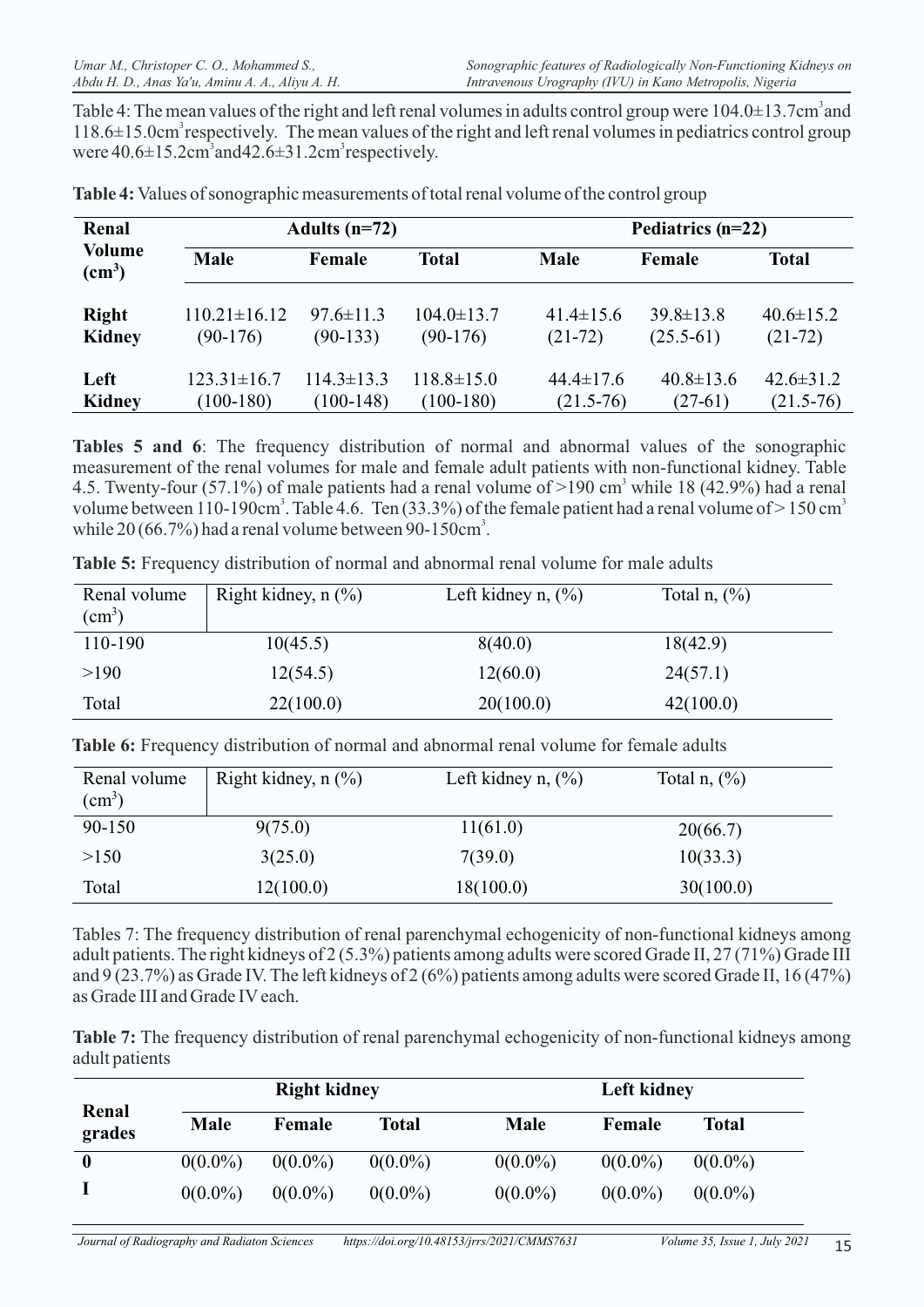Table 4: The mean values of the right and left renal volumes in adults control group were 104.0±13.7cm$^3$ and 118.6±15.0cm$^3$ respectively. The mean values of the right and left renal volumes in pediatrics control group were 40.6±15.2cm$^3$ and 42.6±31.2cm$^3$ respectively.

**Table 4:** Values of sonographic measurements of total renal volume of the control group

| Renal Volume (cm$^3$) | Adults (n=72) | | | Pediatrics (n=22) | | |
|---|---|---|---|---|---|---|
| | **Male** | **Female** | **Total** | **Male** | **Female** | **Total** |
| **Right Kidney** | 110.21±16.12 (90-176) | 97.6±11.3 (90-133) | 104.0±13.7 (90-176) | 41.4±15.6 (21-72) | 39.8±13.8 (25.5-61) | 40.6±15.2 (21-72) |
| **Left Kidney** | 123.31±16.7 (100-180) | 114.3±13.3 (100-148) | 118.8±15.0 (100-180) | 44.4±17.6 (21.5-76) | 40.8±13.6 (27-61) | 42.6±31.2 (21.5-76) |

**Tables 5 and 6**: The frequency distribution of normal and abnormal values of the sonographic measurement of the renal volumes for male and female adult patients with non-functional kidney. Table 4.5. Twenty-four (57.1%) of male patients had a renal volume of >190 cm$^3$ while 18 (42.9%) had a renal volume between 110-190cm$^3$. Table 4.6. Ten (33.3%) of the female patient had a renal volume of > 150 cm$^3$ while 20 (66.7%) had a renal volume between 90-150cm$^3$.

**Table 5:** Frequency distribution of normal and abnormal renal volume for male adults

| Renal volume (cm$^3$) | Right kidney, n (%) | Left kidney n, (%) | Total n, (%) |
|---|---|---|---|
| 110-190 | 10(45.5) | 8(40.0) | 18(42.9) |
| >190 | 12(54.5) | 12(60.0) | 24(57.1) |
| Total | 22(100.0) | 20(100.0) | 42(100.0) |

**Table 6:** Frequency distribution of normal and abnormal renal volume for female adults

| Renal volume (cm$^3$) | Right kidney, n (%) | Left kidney n, (%) | Total n, (%) |
|---|---|---|---|
| 90-150 | 9(75.0) | 11(61.0) | 20(66.7) |
| >150 | 3(25.0) | 7(39.0) | 10(33.3) |
| Total | 12(100.0) | 18(100.0) | 30(100.0) |

Tables 7: The frequency distribution of renal parenchymal echogenicity of non-functional kidneys among adult patients. The right kidneys of 2 (5.3%) patients among adults were scored Grade II, 27 (71%) Grade III and 9 (23.7%) as Grade IV. The left kidneys of 2 (6%) patients among adults were scored Grade II, 16 (47%) as Grade III and Grade IV each.

**Table 7:** The frequency distribution of renal parenchymal echogenicity of non-functional kidneys among adult patients

| Renal grades | Right kidney | | | Left kidney | | |
|---|---|---|---|---|---|---|
| | **Male** | **Female** | **Total** | **Male** | **Female** | **Total** |
| **0** | 0(0.0%) | 0(0.0%) | 0(0.0%) | 0(0.0%) | 0(0.0%) | 0(0.0%) |
| **I** | 0(0.0%) | 0(0.0%) | 0(0.0%) | 0(0.0%) | 0(0.0%) | 0(0.0%) |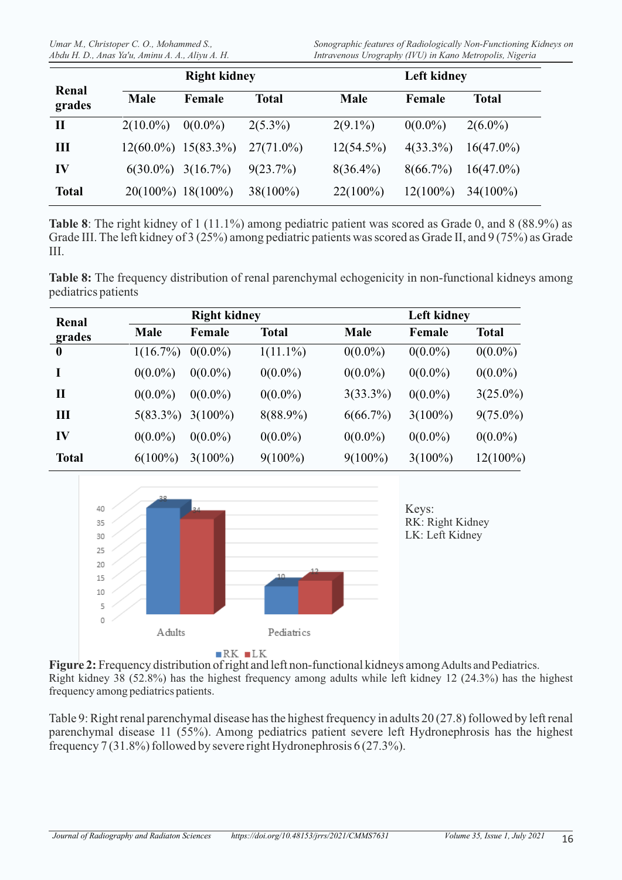| Renal grades | Right kidney | | | Left kidney | | |
|---|---|---|---|---|---|---|
| | Male | Female | Total | Male | Female | Total |
| **II** | 2(10.0%) | 0(0.0%) | 2(5.3%) | 2(9.1%) | 0(0.0%) | 2(6.0%) |
| **III** | 12(60.0%) | 15(83.3%) | 27(71.0%) | 12(54.5%) | 4(33.3%) | 16(47.0%) |
| **IV** | 6(30.0%) | 3(16.7%) | 9(23.7%) | 8(36.4%) | 8(66.7%) | 16(47.0%) |
| **Total** | 20(100%) | 18(100%) | 38(100%) | 22(100%) | 12(100%) | 34(100%) |

**Table 8**: The right kidney of 1 (11.1%) among pediatric patient was scored as Grade 0, and 8 (88.9%) as Grade III. The left kidney of 3 (25%) among pediatric patients was scored as Grade II, and 9 (75%) as Grade III.

**Table 8:** The frequency distribution of renal parenchymal echogenicity in non-functional kidneys among pediatrics patients

| Renal grades | Right kidney | | | Left kidney | | |
|---|---|---|---|---|---|---|
| | Male | Female | Total | Male | Female | Total |
| **0** | 1(16.7%) | 0(0.0%) | 1(11.1%) | 0(0.0%) | 0(0.0%) | 0(0.0%) |
| **I** | 0(0.0%) | 0(0.0%) | 0(0.0%) | 0(0.0%) | 0(0.0%) | 0(0.0%) |
| **II** | 0(0.0%) | 0(0.0%) | 0(0.0%) | 3(33.3%) | 0(0.0%) | 3(25.0%) |
| **III** | 5(83.3%) | 3(100%) | 8(88.9%) | 6(66.7%) | 3(100%) | 9(75.0%) |
| **IV** | 0(0.0%) | 0(0.0%) | 0(0.0%) | 0(0.0%) | 0(0.0%) | 0(0.0%) |
| **Total** | 6(100%) | 3(100%) | 9(100%) | 9(100%) | 3(100%) | 12(100%) |

Keys:
RK: Right Kidney
LK: Left Kidney

**Figure 2:** Frequency distribution of right and left non-functional kidneys among Adults and Pediatrics. Right kidney 38 (52.8%) has the highest frequency among adults while left kidney 12 (24.3%) has the highest frequency among pediatrics patients.

Table 9: Right renal parenchymal disease has the highest frequency in adults 20 (27.8) followed by left renal parenchymal disease 11 (55%). Among pediatrics patient severe left Hydronephrosis has the highest frequency 7 (31.8%) followed by severe right Hydronephrosis 6 (27.3%).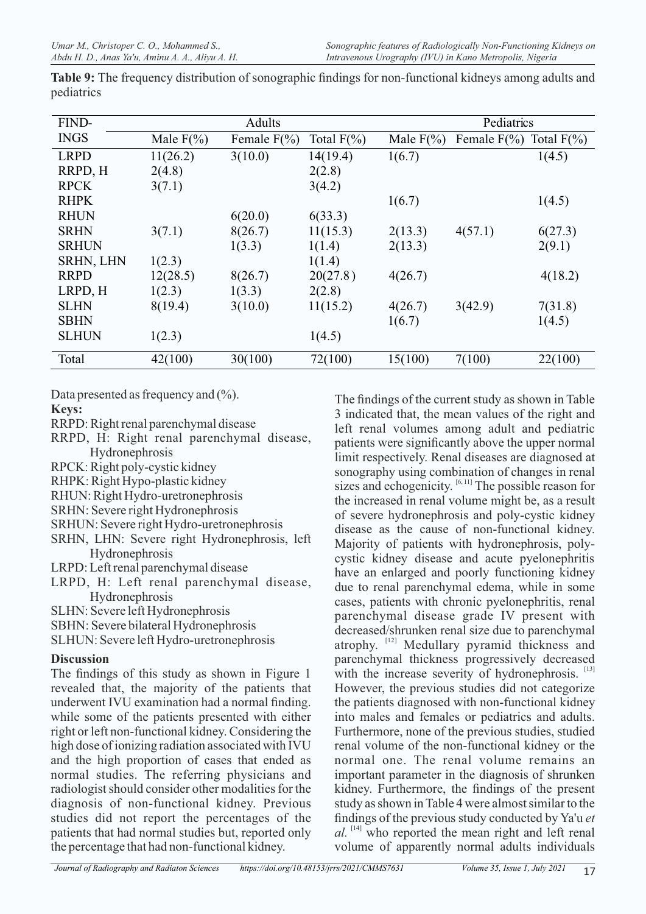**Table 9:** The frequency distribution of sonographic findings for non-functional kidneys among adults and pediatrics

| FINDINGS | Adults | | | Pediatrics | | |
|---|---|---|---|---|---|---|
| | Male F(%) | Female F(%) | Total F(%) | Male F(%) | Female F(%) | Total F(%) |
| LRPD | 11(26.2) | 3(10.0) | 14(19.4) | 1(6.7) | | 1(4.5) |
| RRPD, H | 2(4.8) | | 2(2.8) | | | |
| RPCK | 3(7.1) | | 3(4.2) | | | |
| RHPK | | | | 1(6.7) | | 1(4.5) |
| RHUN | | 6(20.0) | 6(33.3) | | | |
| SRHN | 3(7.1) | 8(26.7) | 11(15.3) | 2(13.3) | 4(57.1) | 6(27.3) |
| SRHUN | | 1(3.3) | 1(1.4) | 2(13.3) | | 2(9.1) |
| SRHN, LHN | 1(2.3) | | 1(1.4) | | | |
| RRPD | 12(28.5) | 8(26.7) | 20(27.8) | 4(26.7) | | 4(18.2) |
| LRPD, H | 1(2.3) | 1(3.3) | 2(2.8) | | | |
| SLHN | 8(19.4) | 3(10.0) | 11(15.2) | 4(26.7) | 3(42.9) | 7(31.8) |
| SBHN | | | | 1(6.7) | | 1(4.5) |
| SLHUN | 1(2.3) | | 1(4.5) | | | |
| Total | 42(100) | 30(100) | 72(100) | 15(100) | 7(100) | 22(100) |

Data presented as frequency and (%).

**Keys:**

RRPD: Right renal parenchymal disease
RRPD, H: Right renal parenchymal disease, Hydronephrosis
RPCK: Right poly-cystic kidney
RHPK: Right Hypo-plastic kidney
RHUN: Right Hydro-uretronephrosis
SRHN: Severe right Hydronephrosis
SRHUN: Severe right Hydro-uretronephrosis
SRHN, LHN: Severe right Hydronephrosis, left Hydronephrosis
LRPD: Left renal parenchymal disease
LRPD, H: Left renal parenchymal disease, Hydronephrosis
SLHN: Severe left Hydronephrosis
SBHN: Severe bilateral Hydronephrosis
SLHUN: Severe left Hydro-uretronephrosis

## Discussion

The findings of this study as shown in Figure 1 revealed that, the majority of the patients that underwent IVU examination had a normal finding. while some of the patients presented with either right or left non-functional kidney. Considering the high dose of ionizing radiation associated with IVU and the high proportion of cases that ended as normal studies. The referring physicians and radiologist should consider other modalities for the diagnosis of non-functional kidney. Previous studies did not report the percentages of the patients that had normal studies but, reported only the percentage that had non-functional kidney.

The findings of the current study as shown in Table 3 indicated that, the mean values of the right and left renal volumes among adult and pediatric patients were significantly above the upper normal limit respectively. Renal diseases are diagnosed at sonography using combination of changes in renal sizes and echogenicity. [6, 11] The possible reason for the increased in renal volume might be, as a result of severe hydronephrosis and poly-cystic kidney disease as the cause of non-functional kidney. Majority of patients with hydronephrosis, poly-cystic kidney disease and acute pyelonephritis have an enlarged and poorly functioning kidney due to renal parenchymal edema, while in some cases, patients with chronic pyelonephritis, renal parenchymal disease grade IV present with decreased/shrunken renal size due to parenchymal atrophy. [12] Medullary pyramid thickness and parenchymal thickness progressively decreased with the increase severity of hydronephrosis. [13] However, the previous studies did not categorize the patients diagnosed with non-functional kidney into males and females or pediatrics and adults. Furthermore, none of the previous studies, studied renal volume of the non-functional kidney or the normal one. The renal volume remains an important parameter in the diagnosis of shrunken kidney. Furthermore, the findings of the present study as shown in Table 4 were almost similar to the findings of the previous study conducted by Ya'u *et al.* [14] who reported the mean right and left renal volume of apparently normal adults individuals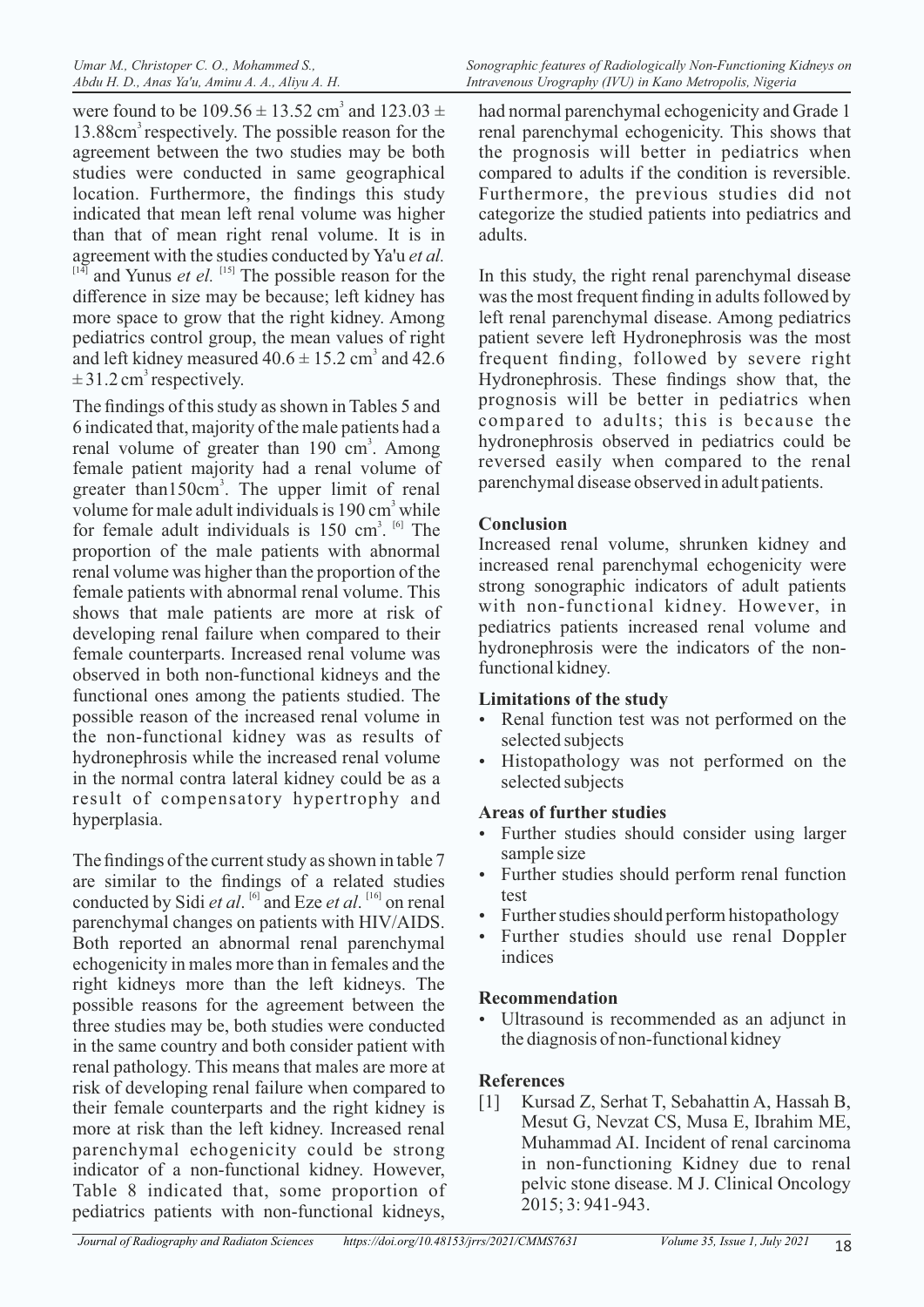were found to be $109.56 \pm 13.52$ cm$^3$ and $123.03 \pm 13.88$cm$^3$ respectively. The possible reason for the agreement between the two studies may be both studies were conducted in same geographical location. Furthermore, the findings this study indicated that mean left renal volume was higher than that of mean right renal volume. It is in agreement with the studies conducted by Ya'u *et al.* [14] and Yunus *et el.* [15] The possible reason for the difference in size may be because; left kidney has more space to grow that the right kidney. Among pediatrics control group, the mean values of right and left kidney measured $40.6 \pm 15.2$ cm$^3$ and $42.6 \pm 31.2$ cm$^3$ respectively.

The findings of this study as shown in Tables 5 and 6 indicated that, majority of the male patients had a renal volume of greater than 190 cm$^3$. Among female patient majority had a renal volume of greater than150cm$^3$. The upper limit of renal volume for male adult individuals is 190 cm$^3$ while for female adult individuals is 150 cm$^3$. [6] The proportion of the male patients with abnormal renal volume was higher than the proportion of the female patients with abnormal renal volume. This shows that male patients are more at risk of developing renal failure when compared to their female counterparts. Increased renal volume was observed in both non-functional kidneys and the functional ones among the patients studied. The possible reason of the increased renal volume in the non-functional kidney was as results of hydronephrosis while the increased renal volume in the normal contra lateral kidney could be as a result of compensatory hypertrophy and hyperplasia.

The findings of the current study as shown in table 7 are similar to the findings of a related studies conducted by Sidi *et al*. [6] and Eze *et al*. [16] on renal parenchymal changes on patients with HIV/AIDS. Both reported an abnormal renal parenchymal echogenicity in males more than in females and the right kidneys more than the left kidneys. The possible reasons for the agreement between the three studies may be, both studies were conducted in the same country and both consider patient with renal pathology. This means that males are more at risk of developing renal failure when compared to their female counterparts and the right kidney is more at risk than the left kidney. Increased renal parenchymal echogenicity could be strong indicator of a non-functional kidney. However, Table 8 indicated that, some proportion of pediatrics patients with non-functional kidneys, had normal parenchymal echogenicity and Grade 1 renal parenchymal echogenicity. This shows that the prognosis will better in pediatrics when compared to adults if the condition is reversible. Furthermore, the previous studies did not categorize the studied patients into pediatrics and adults.

In this study, the right renal parenchymal disease was the most frequent finding in adults followed by left renal parenchymal disease. Among pediatrics patient severe left Hydronephrosis was the most frequent finding, followed by severe right Hydronephrosis. These findings show that, the prognosis will be better in pediatrics when compared to adults; this is because the hydronephrosis observed in pediatrics could be reversed easily when compared to the renal parenchymal disease observed in adult patients.

## Conclusion

Increased renal volume, shrunken kidney and increased renal parenchymal echogenicity were strong sonographic indicators of adult patients with non-functional kidney. However, in pediatrics patients increased renal volume and hydronephrosis were the indicators of the non-functional kidney.

### Limitations of the study

- Renal function test was not performed on the selected subjects
- Histopathology was not performed on the selected subjects

### Areas of further studies

- Further studies should consider using larger sample size
- Further studies should perform renal function test
- Further studies should perform histopathology
- Further studies should use renal Doppler indices

### Recommendation

- Ultrasound is recommended as an adjunct in the diagnosis of non-functional kidney

## References

[1] Kursad Z, Serhat T, Sebahattin A, Hassah B, Mesut G, Nevzat CS, Musa E, Ibrahim ME, Muhammad AI. Incident of renal carcinoma in non-functioning Kidney due to renal pelvic stone disease. M J. Clinical Oncology 2015; 3: 941-943.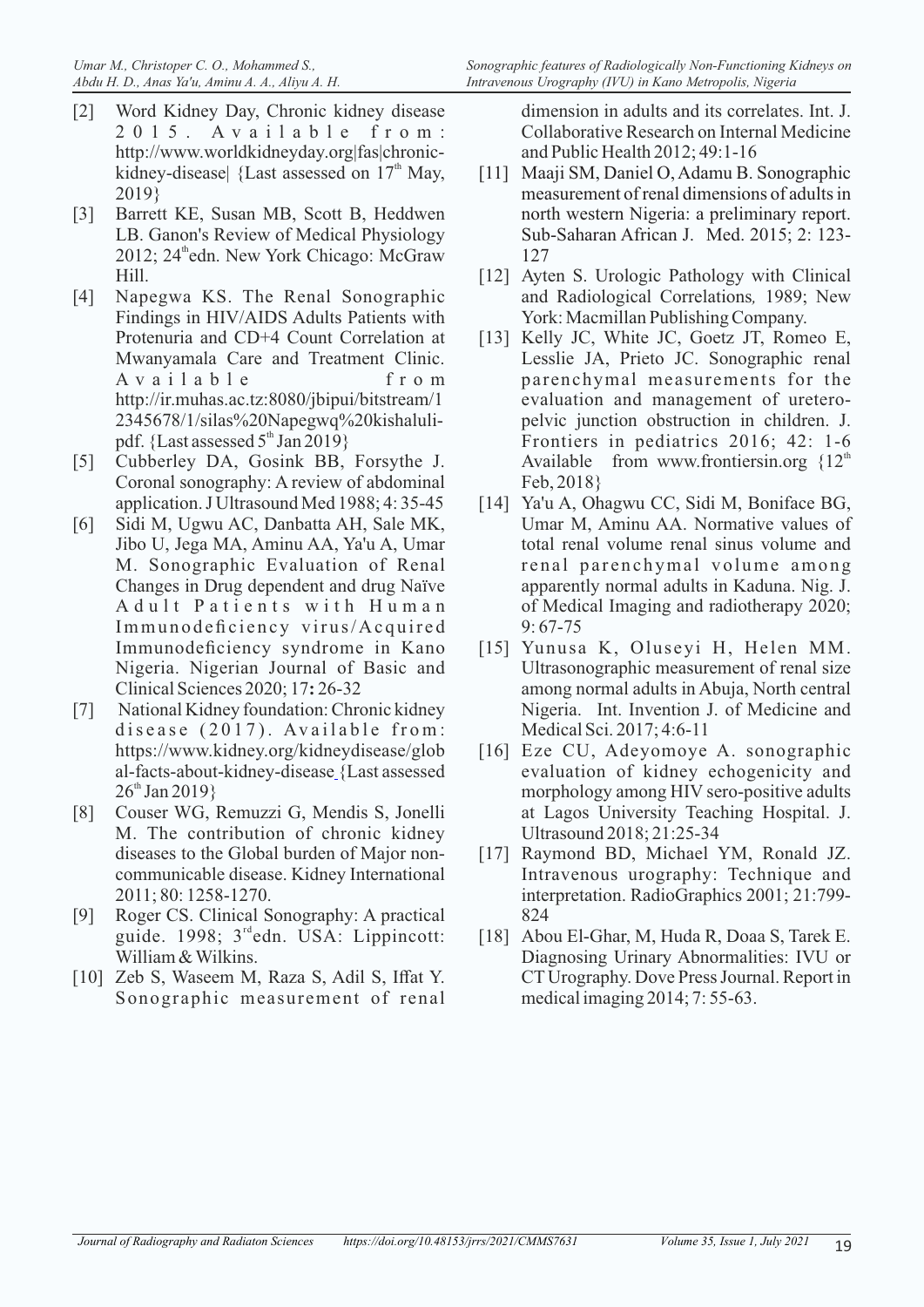[2] Word Kidney Day, Chronic kidney disease 2015. Available from: http://www.worldkidneyday.org|fas|chronic-kidney-disease| {Last assessed on 17th May, 2019}

[3] Barrett KE, Susan MB, Scott B, Heddwen LB. Ganon's Review of Medical Physiology 2012; 24thedn. New York Chicago: McGraw Hill.

[4] Napegwa KS. The Renal Sonographic Findings in HIV/AIDS Adults Patients with Protenuria and CD+4 Count Correlation at Mwanyamala Care and Treatment Clinic. Available from http://ir.muhas.ac.tz:8080/jbipui/bitstream/12345678/1/silas%20Napegwq%20kishaluli-pdf. {Last assessed 5th Jan 2019}

[5] Cubberley DA, Gosink BB, Forsythe J. Coronal sonography: A review of abdominal application. J Ultrasound Med 1988; 4: 35-45

[6] Sidi M, Ugwu AC, Danbatta AH, Sale MK, Jibo U, Jega MA, Aminu AA, Ya'u A, Umar M. Sonographic Evaluation of Renal Changes in Drug dependent and drug Naïve Adult Patients with Human Immunodeficiency virus/Acquired Immunodeficiency syndrome in Kano Nigeria. Nigerian Journal of Basic and Clinical Sciences 2020; 17**:** 26-32

[7] National Kidney foundation: Chronic kidney disease (2017). Available from: https://www.kidney.org/kidneydisease/global-facts-about-kidney-disease {Last assessed 26th Jan 2019}

[8] Couser WG, Remuzzi G, Mendis S, Jonelli M. The contribution of chronic kidney diseases to the Global burden of Major non-communicable disease. Kidney International 2011; 80: 1258-1270.

[9] Roger CS. Clinical Sonography: A practical guide. 1998; 3rdedn. USA: Lippincott: William & Wilkins.

[10] Zeb S, Waseem M, Raza S, Adil S, Iffat Y. Sonographic measurement of renal dimension in adults and its correlates. Int. J. Collaborative Research on Internal Medicine and Public Health 2012; 49:1-16

[11] Maaji SM, Daniel O, Adamu B. Sonographic measurement of renal dimensions of adults in north western Nigeria: a preliminary report. Sub-Saharan African J. Med. 2015; 2: 123-127

[12] Ayten S. Urologic Pathology with Clinical and Radiological Correlations*,* 1989; New York: Macmillan Publishing Company.

[13] Kelly JC, White JC, Goetz JT, Romeo E, Lesslie JA, Prieto JC. Sonographic renal parenchymal measurements for the evaluation and management of uretero-pelvic junction obstruction in children. J. Frontiers in pediatrics 2016; 42: 1-6 Available from www.frontiersin.org {12th Feb, 2018}

[14] Ya'u A, Ohagwu CC, Sidi M, Boniface BG, Umar M, Aminu AA. Normative values of total renal volume renal sinus volume and renal parenchymal volume among apparently normal adults in Kaduna. Nig. J. of Medical Imaging and radiotherapy 2020; 9: 67-75

[15] Yunusa K, Oluseyi H, Helen MM. Ultrasonographic measurement of renal size among normal adults in Abuja, North central Nigeria. Int. Invention J. of Medicine and Medical Sci. 2017; 4:6-11

[16] Eze CU, Adeyomoye A. sonographic evaluation of kidney echogenicity and morphology among HIV sero-positive adults at Lagos University Teaching Hospital. J. Ultrasound 2018; 21:25-34

[17] Raymond BD, Michael YM, Ronald JZ. Intravenous urography: Technique and interpretation. RadioGraphics 2001; 21:799-824

[18] Abou El-Ghar, M, Huda R, Doaa S, Tarek E. Diagnosing Urinary Abnormalities: IVU or CT Urography. Dove Press Journal. Report in medical imaging 2014; 7: 55-63.